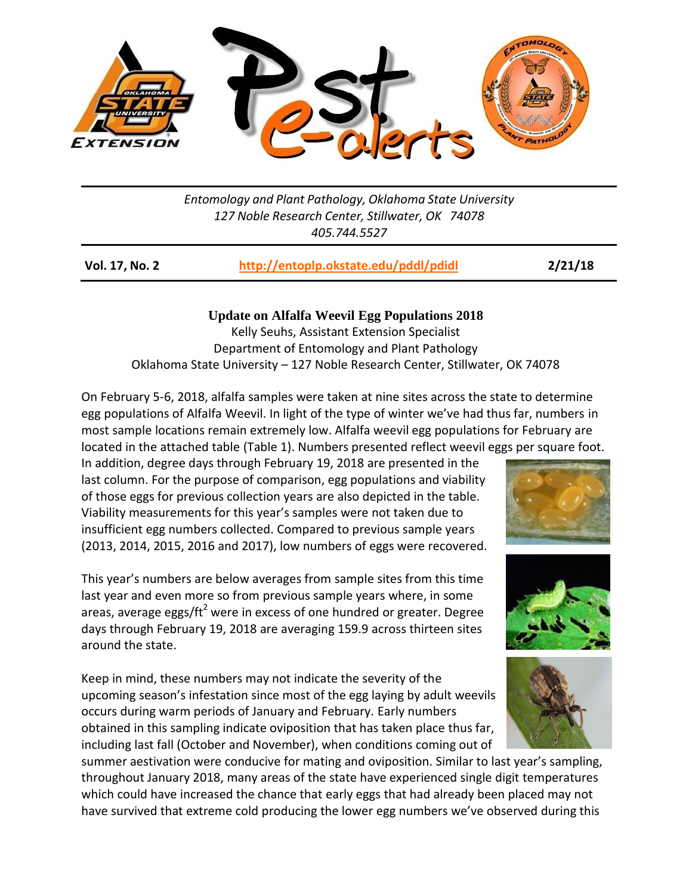Entomology and Plant Pathology, Oklahoma State University
127 Noble Research Center, Stillwater, OK 74078
405.744.5527

**Vol. 17, No. 2** | **http://entoplp.okstate.edu/pddl/pdidl** | **2/21/18**

## Update on Alfalfa Weevil Egg Populations 2018

Kelly Seuhs, Assistant Extension Specialist
Department of Entomology and Plant Pathology
Oklahoma State University – 127 Noble Research Center, Stillwater, OK 74078

On February 5-6, 2018, alfalfa samples were taken at nine sites across the state to determine egg populations of Alfalfa Weevil. In light of the type of winter we've had thus far, numbers in most sample locations remain extremely low. Alfalfa weevil egg populations for February are located in the attached table (Table 1). Numbers presented reflect weevil eggs per square foot. In addition, degree days through February 19, 2018 are presented in the last column. For the purpose of comparison, egg populations and viability of those eggs for previous collection years are also depicted in the table. Viability measurements for this year's samples were not taken due to insufficient egg numbers collected. Compared to previous sample years (2013, 2014, 2015, 2016 and 2017), low numbers of eggs were recovered.

This year's numbers are below averages from sample sites from this time last year and even more so from previous sample years where, in some areas, average eggs/ft$^2$ were in excess of one hundred or greater. Degree days through February 19, 2018 are averaging 159.9 across thirteen sites around the state.

Keep in mind, these numbers may not indicate the severity of the upcoming season's infestation since most of the egg laying by adult weevils occurs during warm periods of January and February. Early numbers obtained in this sampling indicate oviposition that has taken place thus far, including last fall (October and November), when conditions coming out of summer aestivation were conducive for mating and oviposition. Similar to last year's sampling, throughout January 2018, many areas of the state have experienced single digit temperatures which could have increased the chance that early eggs that had already been placed may not have survived that extreme cold producing the lower egg numbers we've observed during this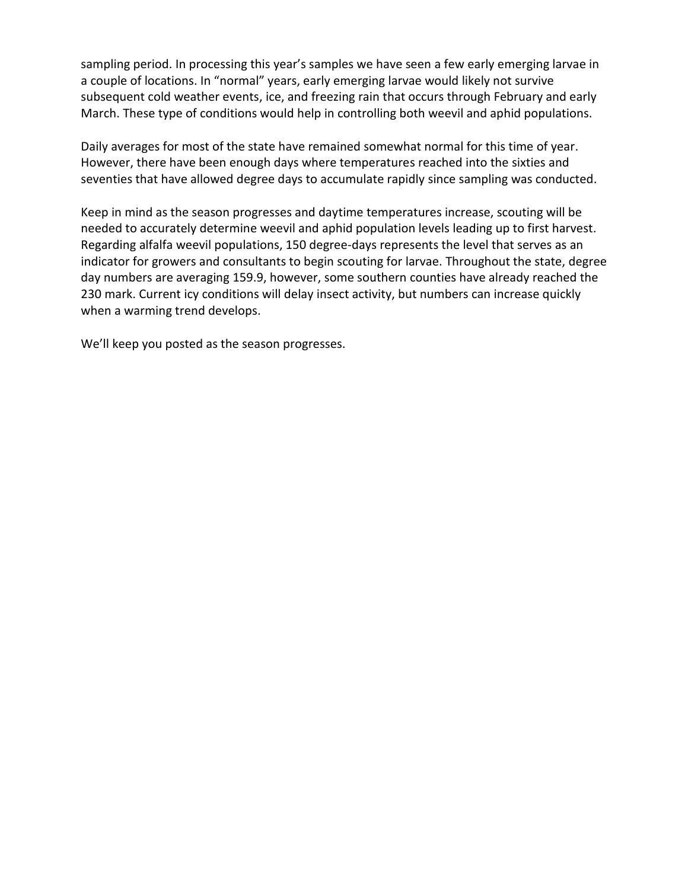sampling period. In processing this year's samples we have seen a few early emerging larvae in a couple of locations. In "normal" years, early emerging larvae would likely not survive subsequent cold weather events, ice, and freezing rain that occurs through February and early March. These type of conditions would help in controlling both weevil and aphid populations.

Daily averages for most of the state have remained somewhat normal for this time of year. However, there have been enough days where temperatures reached into the sixties and seventies that have allowed degree days to accumulate rapidly since sampling was conducted.

Keep in mind as the season progresses and daytime temperatures increase, scouting will be needed to accurately determine weevil and aphid population levels leading up to first harvest. Regarding alfalfa weevil populations, 150 degree-days represents the level that serves as an indicator for growers and consultants to begin scouting for larvae. Throughout the state, degree day numbers are averaging 159.9, however, some southern counties have already reached the 230 mark. Current icy conditions will delay insect activity, but numbers can increase quickly when a warming trend develops.

We'll keep you posted as the season progresses.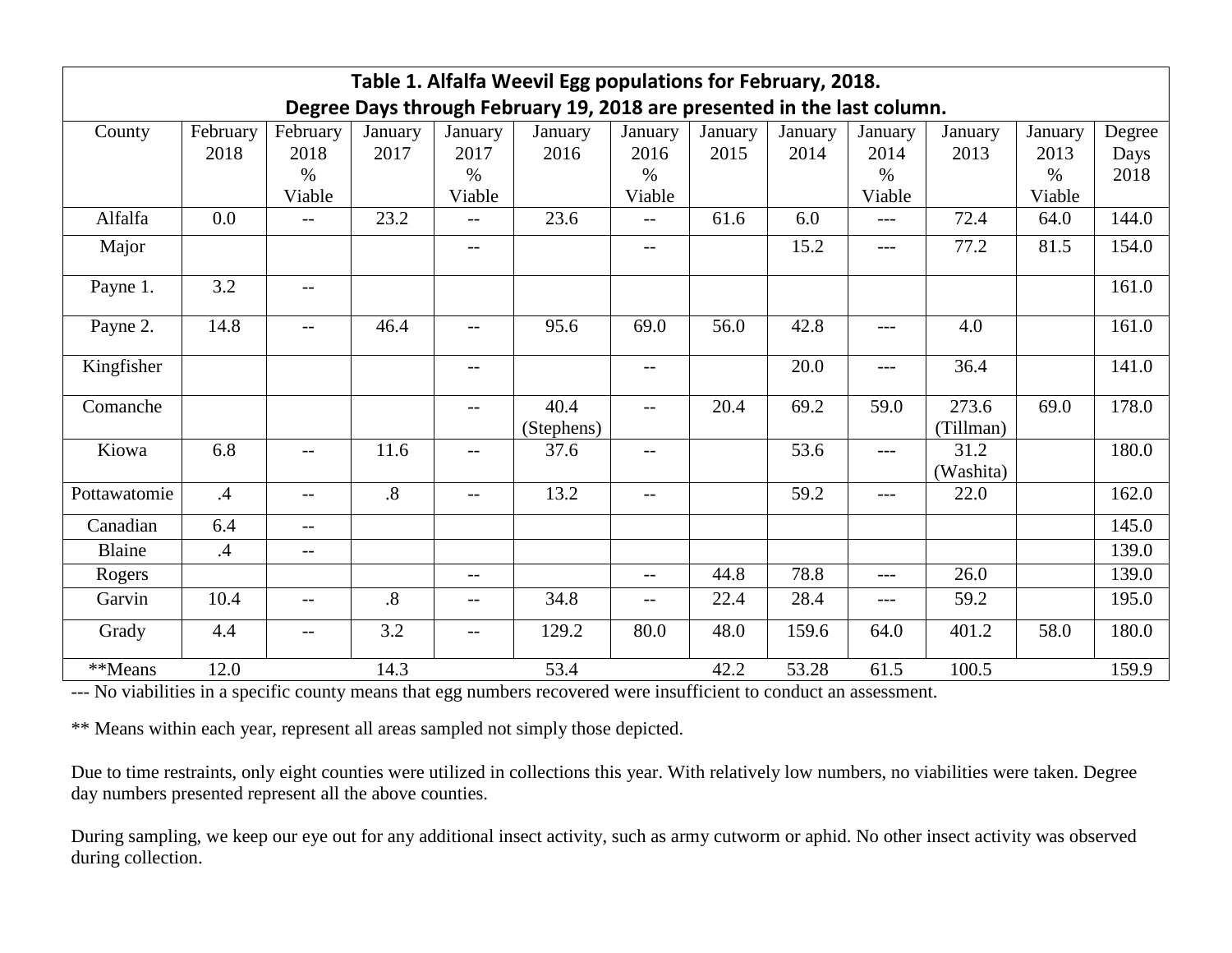| Table 1. Alfalfa Weevil Egg populations for February, 2018. Degree Days through February 19, 2018 are presented in the last column. | | | | | | | | | | | | |
|---|---|---|---|---|---|---|---|---|---|---|---|---|
| County | February 2018 | February 2018 % Viable | January 2017 | January 2017 % Viable | January 2016 | January 2016 % Viable | January 2015 | January 2014 | January 2014 % Viable | January 2013 | January 2013 % Viable | Degree Days 2018 |
| Alfalfa | 0.0 | -- | 23.2 | -- | 23.6 | -- | 61.6 | 6.0 | --- | 72.4 | 64.0 | 144.0 |
| Major | | | | -- | | -- | | 15.2 | --- | 77.2 | 81.5 | 154.0 |
| Payne 1. | 3.2 | -- | | | | | | | | | | 161.0 |
| Payne 2. | 14.8 | -- | 46.4 | -- | 95.6 | 69.0 | 56.0 | 42.8 | --- | 4.0 | | 161.0 |
| Kingfisher | | | | -- | | -- | | 20.0 | --- | 36.4 | | 141.0 |
| Comanche | | | | -- | 40.4 (Stephens) | -- | 20.4 | 69.2 | 59.0 | 273.6 (Tillman) | 69.0 | 178.0 |
| Kiowa | 6.8 | -- | 11.6 | -- | 37.6 | -- | | 53.6 | --- | 31.2 (Washita) | | 180.0 |
| Pottawatomie | .4 | -- | .8 | -- | 13.2 | -- | | 59.2 | --- | 22.0 | | 162.0 |
| Canadian | 6.4 | -- | | | | | | | | | | 145.0 |
| Blaine | .4 | -- | | | | | | | | | | 139.0 |
| Rogers | | | | -- | | -- | 44.8 | 78.8 | --- | 26.0 | | 139.0 |
| Garvin | 10.4 | -- | .8 | -- | 34.8 | -- | 22.4 | 28.4 | --- | 59.2 | | 195.0 |
| Grady | 4.4 | -- | 3.2 | -- | 129.2 | 80.0 | 48.0 | 159.6 | 64.0 | 401.2 | 58.0 | 180.0 |
| **Means | 12.0 | | 14.3 | | 53.4 | | 42.2 | 53.28 | 61.5 | 100.5 | | 159.9 |

--- No viabilities in a specific county means that egg numbers recovered were insufficient to conduct an assessment.

** Means within each year, represent all areas sampled not simply those depicted.

Due to time restraints, only eight counties were utilized in collections this year. With relatively low numbers, no viabilities were taken. Degree day numbers presented represent all the above counties.

During sampling, we keep our eye out for any additional insect activity, such as army cutworm or aphid. No other insect activity was observed during collection.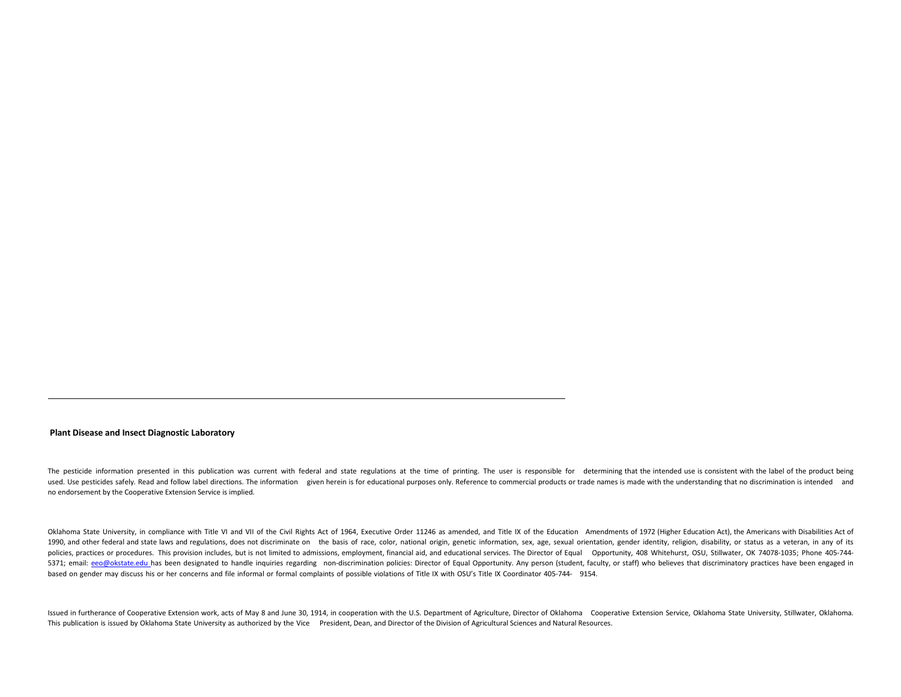**Plant Disease and Insect Diagnostic Laboratory**

The pesticide information presented in this publication was current with federal and state regulations at the time of printing. The user is responsible for determining that the intended use is consistent with the label of the product being used. Use pesticides safely. Read and follow label directions. The information given herein is for educational purposes only. Reference to commercial products or trade names is made with the understanding that no discrimination is intended and no endorsement by the Cooperative Extension Service is implied.

Oklahoma State University, in compliance with Title VI and VII of the Civil Rights Act of 1964, Executive Order 11246 as amended, and Title IX of the Education Amendments of 1972 (Higher Education Act), the Americans with Disabilities Act of 1990, and other federal and state laws and regulations, does not discriminate on the basis of race, color, national origin, genetic information, sex, age, sexual orientation, gender identity, religion, disability, or status as a veteran, in any of its policies, practices or procedures. This provision includes, but is not limited to admissions, employment, financial aid, and educational services. The Director of Equal Opportunity, 408 Whitehurst, OSU, Stillwater, OK 74078-1035; Phone 405-744-5371; email: eeo@okstate.edu has been designated to handle inquiries regarding non-discrimination policies: Director of Equal Opportunity. Any person (student, faculty, or staff) who believes that discriminatory practices have been engaged in based on gender may discuss his or her concerns and file informal or formal complaints of possible violations of Title IX with OSU's Title IX Coordinator 405-744- 9154.

Issued in furtherance of Cooperative Extension work, acts of May 8 and June 30, 1914, in cooperation with the U.S. Department of Agriculture, Director of Oklahoma Cooperative Extension Service, Oklahoma State University, Stillwater, Oklahoma. This publication is issued by Oklahoma State University as authorized by the Vice President, Dean, and Director of the Division of Agricultural Sciences and Natural Resources.